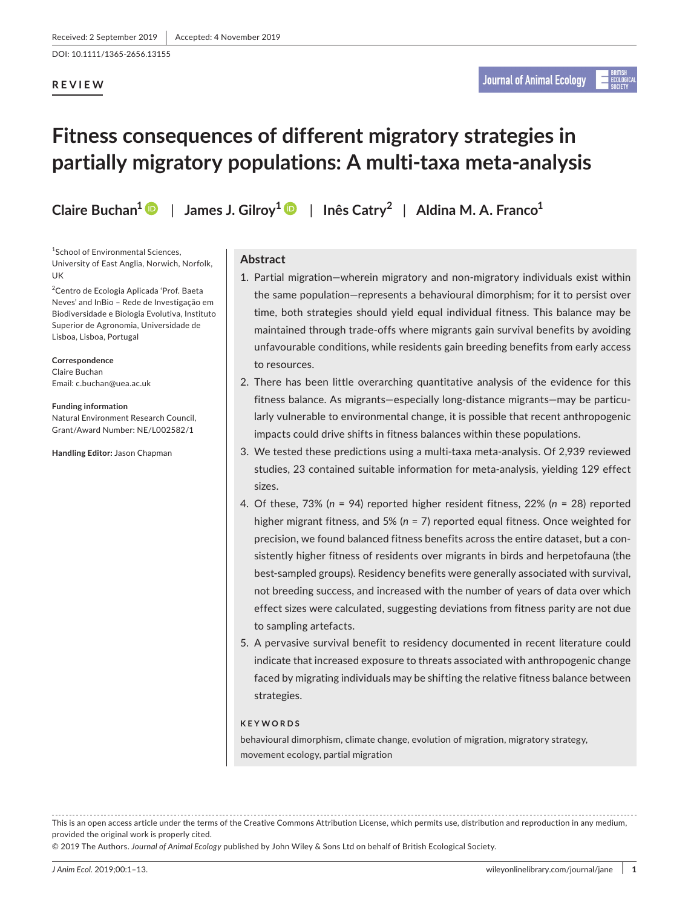Received: 2 September 2019 | Accepted: 4 November 2019

DOI: 10.1111/1365-2656.13155

**REVIEW**

# Fitness consequences of different migratory strategies in partially migratory populations: A multi-taxa meta-analysis

**Claire Buchan[1]** | **James J. Gilroy[1]** | **Inês Catry[2]** | **Aldina M. A. Franco[1]**

[1]School of Environmental Sciences, University of East Anglia, Norwich, Norfolk, UK

[2]Centro de Ecologia Aplicada 'Prof. Baeta Neves' and InBio – Rede de Investigação em Biodiversidade e Biologia Evolutiva, Instituto Superior de Agronomia, Universidade de Lisboa, Lisboa, Portugal

**Correspondence**
Claire Buchan
Email: c.buchan@uea.ac.uk

**Funding information**
Natural Environment Research Council, Grant/Award Number: NE/L002582/1

**Handling Editor:** Jason Chapman

## Abstract

1. Partial migration—wherein migratory and non-migratory individuals exist within the same population—represents a behavioural dimorphism; for it to persist over time, both strategies should yield equal individual fitness. This balance may be maintained through trade-offs where migrants gain survival benefits by avoiding unfavourable conditions, while residents gain breeding benefits from early access to resources.
2. There has been little overarching quantitative analysis of the evidence for this fitness balance. As migrants—especially long-distance migrants—may be particularly vulnerable to environmental change, it is possible that recent anthropogenic impacts could drive shifts in fitness balances within these populations.
3. We tested these predictions using a multi-taxa meta-analysis. Of 2,939 reviewed studies, 23 contained suitable information for meta-analysis, yielding 129 effect sizes.
4. Of these, 73% (*n* = 94) reported higher resident fitness, 22% (*n* = 28) reported higher migrant fitness, and 5% (*n* = 7) reported equal fitness. Once weighted for precision, we found balanced fitness benefits across the entire dataset, but a consistently higher fitness of residents over migrants in birds and herpetofauna (the best-sampled groups). Residency benefits were generally associated with survival, not breeding success, and increased with the number of years of data over which effect sizes were calculated, suggesting deviations from fitness parity are not due to sampling artefacts.
5. A pervasive survival benefit to residency documented in recent literature could indicate that increased exposure to threats associated with anthropogenic change faced by migrating individuals may be shifting the relative fitness balance between strategies.

**KEYWORDS**

behavioural dimorphism, climate change, evolution of migration, migratory strategy, movement ecology, partial migration

This is an open access article under the terms of the Creative Commons Attribution License, which permits use, distribution and reproduction in any medium, provided the original work is properly cited.

© 2019 The Authors. *Journal of Animal Ecology* published by John Wiley & Sons Ltd on behalf of British Ecological Society.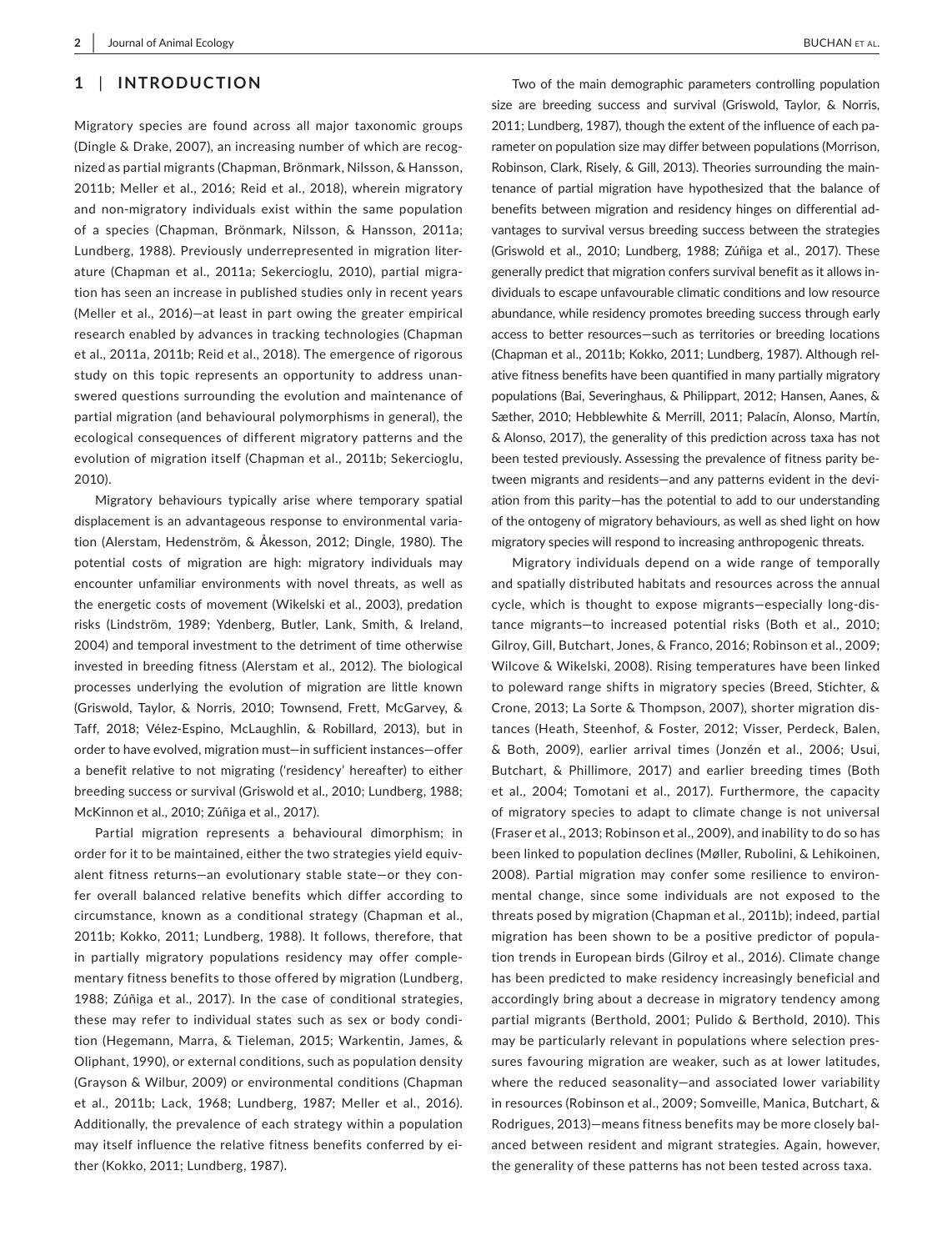## 1 | INTRODUCTION

Migratory species are found across all major taxonomic groups (Dingle & Drake, 2007), an increasing number of which are recognized as partial migrants (Chapman, Brönmark, Nilsson, & Hansson, 2011b; Meller et al., 2016; Reid et al., 2018), wherein migratory and non-migratory individuals exist within the same population of a species (Chapman, Brönmark, Nilsson, & Hansson, 2011a; Lundberg, 1988). Previously underrepresented in migration literature (Chapman et al., 2011a; Sekercioglu, 2010), partial migration has seen an increase in published studies only in recent years (Meller et al., 2016)—at least in part owing the greater empirical research enabled by advances in tracking technologies (Chapman et al., 2011a, 2011b; Reid et al., 2018). The emergence of rigorous study on this topic represents an opportunity to address unanswered questions surrounding the evolution and maintenance of partial migration (and behavioural polymorphisms in general), the ecological consequences of different migratory patterns and the evolution of migration itself (Chapman et al., 2011b; Sekercioglu, 2010).

Migratory behaviours typically arise where temporary spatial displacement is an advantageous response to environmental variation (Alerstam, Hedenström, & Åkesson, 2012; Dingle, 1980). The potential costs of migration are high: migratory individuals may encounter unfamiliar environments with novel threats, as well as the energetic costs of movement (Wikelski et al., 2003), predation risks (Lindström, 1989; Ydenberg, Butler, Lank, Smith, & Ireland, 2004) and temporal investment to the detriment of time otherwise invested in breeding fitness (Alerstam et al., 2012). The biological processes underlying the evolution of migration are little known (Griswold, Taylor, & Norris, 2010; Townsend, Frett, McGarvey, & Taff, 2018; Vélez-Espino, McLaughlin, & Robillard, 2013), but in order to have evolved, migration must—in sufficient instances—offer a benefit relative to not migrating ('residency' hereafter) to either breeding success or survival (Griswold et al., 2010; Lundberg, 1988; McKinnon et al., 2010; Zúñiga et al., 2017).

Partial migration represents a behavioural dimorphism; in order for it to be maintained, either the two strategies yield equivalent fitness returns—an evolutionary stable state—or they confer overall balanced relative benefits which differ according to circumstance, known as a conditional strategy (Chapman et al., 2011b; Kokko, 2011; Lundberg, 1988). It follows, therefore, that in partially migratory populations residency may offer complementary fitness benefits to those offered by migration (Lundberg, 1988; Zúñiga et al., 2017). In the case of conditional strategies, these may refer to individual states such as sex or body condition (Hegemann, Marra, & Tieleman, 2015; Warkentin, James, & Oliphant, 1990), or external conditions, such as population density (Grayson & Wilbur, 2009) or environmental conditions (Chapman et al., 2011b; Lack, 1968; Lundberg, 1987; Meller et al., 2016). Additionally, the prevalence of each strategy within a population may itself influence the relative fitness benefits conferred by either (Kokko, 2011; Lundberg, 1987).

Two of the main demographic parameters controlling population size are breeding success and survival (Griswold, Taylor, & Norris, 2011; Lundberg, 1987), though the extent of the influence of each parameter on population size may differ between populations (Morrison, Robinson, Clark, Risely, & Gill, 2013). Theories surrounding the maintenance of partial migration have hypothesized that the balance of benefits between migration and residency hinges on differential advantages to survival versus breeding success between the strategies (Griswold et al., 2010; Lundberg, 1988; Zúñiga et al., 2017). These generally predict that migration confers survival benefit as it allows individuals to escape unfavourable climatic conditions and low resource abundance, while residency promotes breeding success through early access to better resources—such as territories or breeding locations (Chapman et al., 2011b; Kokko, 2011; Lundberg, 1987). Although relative fitness benefits have been quantified in many partially migratory populations (Bai, Severinghaus, & Philippart, 2012; Hansen, Aanes, & Sæther, 2010; Hebblewhite & Merrill, 2011; Palacín, Alonso, Martín, & Alonso, 2017), the generality of this prediction across taxa has not been tested previously. Assessing the prevalence of fitness parity between migrants and residents—and any patterns evident in the deviation from this parity—has the potential to add to our understanding of the ontogeny of migratory behaviours, as well as shed light on how migratory species will respond to increasing anthropogenic threats.

Migratory individuals depend on a wide range of temporally and spatially distributed habitats and resources across the annual cycle, which is thought to expose migrants—especially long-distance migrants—to increased potential risks (Both et al., 2010; Gilroy, Gill, Butchart, Jones, & Franco, 2016; Robinson et al., 2009; Wilcove & Wikelski, 2008). Rising temperatures have been linked to poleward range shifts in migratory species (Breed, Stichter, & Crone, 2013; La Sorte & Thompson, 2007), shorter migration distances (Heath, Steenhof, & Foster, 2012; Visser, Perdeck, Balen, & Both, 2009), earlier arrival times (Jonzén et al., 2006; Usui, Butchart, & Phillimore, 2017) and earlier breeding times (Both et al., 2004; Tomotani et al., 2017). Furthermore, the capacity of migratory species to adapt to climate change is not universal (Fraser et al., 2013; Robinson et al., 2009), and inability to do so has been linked to population declines (Møller, Rubolini, & Lehikoinen, 2008). Partial migration may confer some resilience to environmental change, since some individuals are not exposed to the threats posed by migration (Chapman et al., 2011b); indeed, partial migration has been shown to be a positive predictor of population trends in European birds (Gilroy et al., 2016). Climate change has been predicted to make residency increasingly beneficial and accordingly bring about a decrease in migratory tendency among partial migrants (Berthold, 2001; Pulido & Berthold, 2010). This may be particularly relevant in populations where selection pressures favouring migration are weaker, such as at lower latitudes, where the reduced seasonality—and associated lower variability in resources (Robinson et al., 2009; Somveille, Manica, Butchart, & Rodrigues, 2013)—means fitness benefits may be more closely balanced between resident and migrant strategies. Again, however, the generality of these patterns has not been tested across taxa.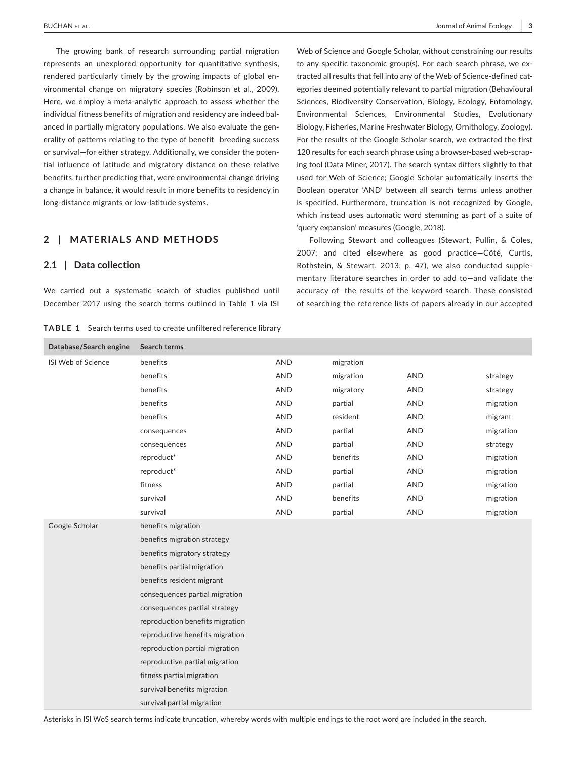The growing bank of research surrounding partial migration represents an unexplored opportunity for quantitative synthesis, rendered particularly timely by the growing impacts of global environmental change on migratory species (Robinson et al., 2009). Here, we employ a meta-analytic approach to assess whether the individual fitness benefits of migration and residency are indeed balanced in partially migratory populations. We also evaluate the generality of patterns relating to the type of benefit—breeding success or survival—for either strategy. Additionally, we consider the potential influence of latitude and migratory distance on these relative benefits, further predicting that, were environmental change driving a change in balance, it would result in more benefits to residency in long-distance migrants or low-latitude systems.

## 2 | MATERIALS AND METHODS

### 2.1 | Data collection

We carried out a systematic search of studies published until December 2017 using the search terms outlined in Table 1 via ISI Web of Science and Google Scholar, without constraining our results to any specific taxonomic group(s). For each search phrase, we extracted all results that fell into any of the Web of Science-defined categories deemed potentially relevant to partial migration (Behavioural Sciences, Biodiversity Conservation, Biology, Ecology, Entomology, Environmental Sciences, Environmental Studies, Evolutionary Biology, Fisheries, Marine Freshwater Biology, Ornithology, Zoology). For the results of the Google Scholar search, we extracted the first 120 results for each search phrase using a browser-based web-scraping tool (Data Miner, 2017). The search syntax differs slightly to that used for Web of Science; Google Scholar automatically inserts the Boolean operator 'AND' between all search terms unless another is specified. Furthermore, truncation is not recognized by Google, which instead uses automatic word stemming as part of a suite of 'query expansion' measures (Google, 2018).

Following Stewart and colleagues (Stewart, Pullin, & Coles, 2007; and cited elsewhere as good practice—Côté, Curtis, Rothstein, & Stewart, 2013, p. 47), we also conducted supplementary literature searches in order to add to—and validate the accuracy of—the results of the keyword search. These consisted of searching the reference lists of papers already in our accepted

**TABLE 1** Search terms used to create unfiltered reference library

| Database/Search engine | Search terms | | | | |
|---|---|---|---|---|---|
| ISI Web of Science | benefits | AND | migration | | |
| | benefits | AND | migration | AND | strategy |
| | benefits | AND | migratory | AND | strategy |
| | benefits | AND | partial | AND | migration |
| | benefits | AND | resident | AND | migrant |
| | consequences | AND | partial | AND | migration |
| | consequences | AND | partial | AND | strategy |
| | reproduct* | AND | benefits | AND | migration |
| | reproduct* | AND | partial | AND | migration |
| | fitness | AND | partial | AND | migration |
| | survival | AND | benefits | AND | migration |
| | survival | AND | partial | AND | migration |
| Google Scholar | benefits migration | | | | |
| | benefits migration strategy | | | | |
| | benefits migratory strategy | | | | |
| | benefits partial migration | | | | |
| | benefits resident migrant | | | | |
| | consequences partial migration | | | | |
| | consequences partial strategy | | | | |
| | reproduction benefits migration | | | | |
| | reproductive benefits migration | | | | |
| | reproduction partial migration | | | | |
| | reproductive partial migration | | | | |
| | fitness partial migration | | | | |
| | survival benefits migration | | | | |
| | survival partial migration | | | | |

Asterisks in ISI WoS search terms indicate truncation, whereby words with multiple endings to the root word are included in the search.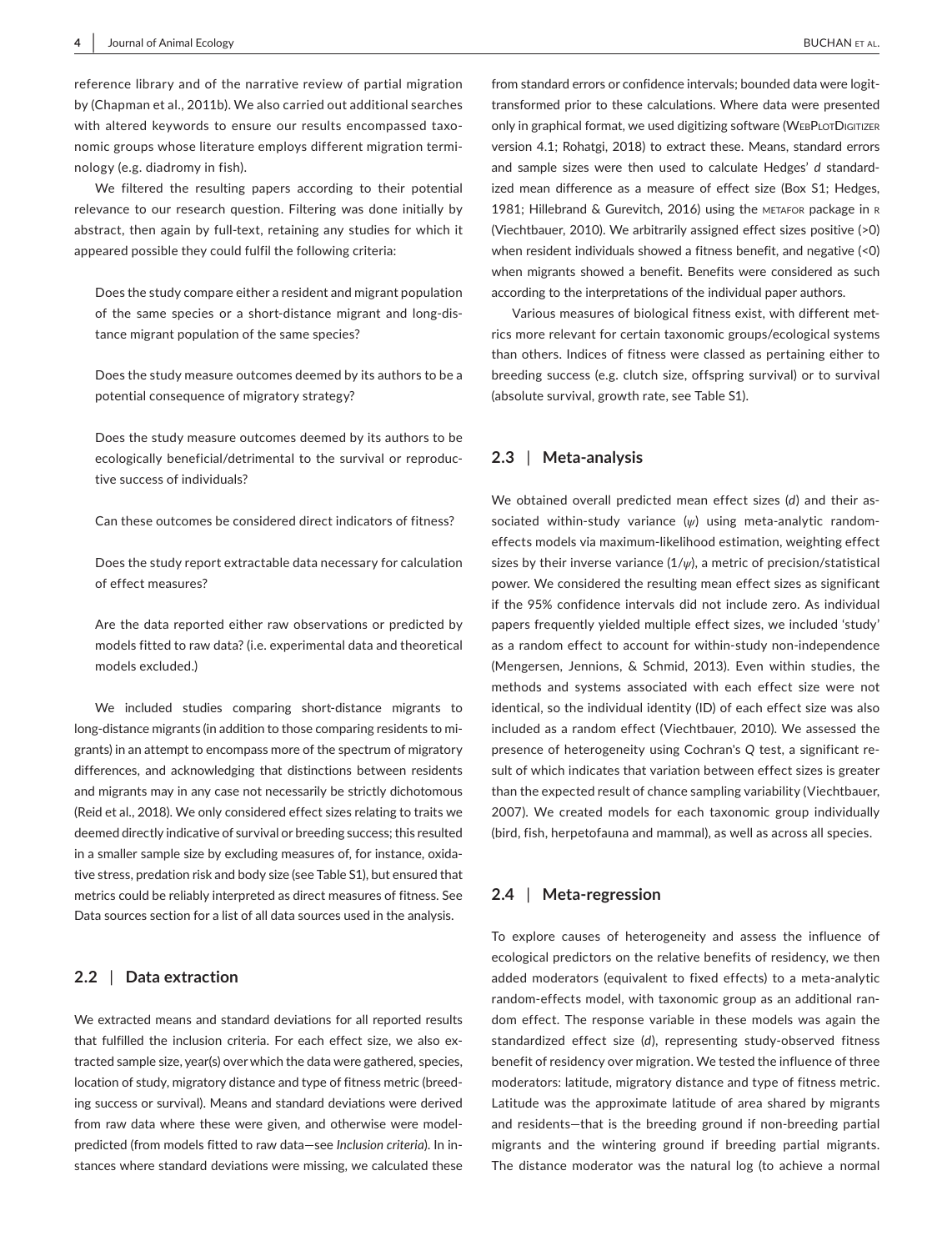reference library and of the narrative review of partial migration by (Chapman et al., 2011b). We also carried out additional searches with altered keywords to ensure our results encompassed taxonomic groups whose literature employs different migration terminology (e.g. diadromy in fish).

We filtered the resulting papers according to their potential relevance to our research question. Filtering was done initially by abstract, then again by full-text, retaining any studies for which it appeared possible they could fulfil the following criteria:

Does the study compare either a resident and migrant population of the same species or a short-distance migrant and long-distance migrant population of the same species?

Does the study measure outcomes deemed by its authors to be a potential consequence of migratory strategy?

Does the study measure outcomes deemed by its authors to be ecologically beneficial/detrimental to the survival or reproductive success of individuals?

Can these outcomes be considered direct indicators of fitness?

Does the study report extractable data necessary for calculation of effect measures?

Are the data reported either raw observations or predicted by models fitted to raw data? (i.e. experimental data and theoretical models excluded.)

We included studies comparing short-distance migrants to long-distance migrants (in addition to those comparing residents to migrants) in an attempt to encompass more of the spectrum of migratory differences, and acknowledging that distinctions between residents and migrants may in any case not necessarily be strictly dichotomous (Reid et al., 2018). We only considered effect sizes relating to traits we deemed directly indicative of survival or breeding success; this resulted in a smaller sample size by excluding measures of, for instance, oxidative stress, predation risk and body size (see Table S1), but ensured that metrics could be reliably interpreted as direct measures of fitness. See Data sources section for a list of all data sources used in the analysis.

## 2.2 | Data extraction

We extracted means and standard deviations for all reported results that fulfilled the inclusion criteria. For each effect size, we also extracted sample size, year(s) over which the data were gathered, species, location of study, migratory distance and type of fitness metric (breeding success or survival). Means and standard deviations were derived from raw data where these were given, and otherwise were model-predicted (from models fitted to raw data—see *Inclusion criteria*). In instances where standard deviations were missing, we calculated these from standard errors or confidence intervals; bounded data were logit-transformed prior to these calculations. Where data were presented only in graphical format, we used digitizing software (WebPlotDigitizer version 4.1; Rohatgi, 2018) to extract these. Means, standard errors and sample sizes were then used to calculate Hedges' *d* standardized mean difference as a measure of effect size (Box S1; Hedges, 1981; Hillebrand & Gurevitch, 2016) using the metafor package in r (Viechtbauer, 2010). We arbitrarily assigned effect sizes positive (>0) when resident individuals showed a fitness benefit, and negative (<0) when migrants showed a benefit. Benefits were considered as such according to the interpretations of the individual paper authors.

Various measures of biological fitness exist, with different metrics more relevant for certain taxonomic groups/ecological systems than others. Indices of fitness were classed as pertaining either to breeding success (e.g. clutch size, offspring survival) or to survival (absolute survival, growth rate, see Table S1).

## 2.3 | Meta-analysis

We obtained overall predicted mean effect sizes (*d*) and their associated within-study variance ($\psi$) using meta-analytic random-effects models via maximum-likelihood estimation, weighting effect sizes by their inverse variance ($1/\psi$), a metric of precision/statistical power. We considered the resulting mean effect sizes as significant if the 95% confidence intervals did not include zero. As individual papers frequently yielded multiple effect sizes, we included 'study' as a random effect to account for within-study non-independence (Mengersen, Jennions, & Schmid, 2013). Even within studies, the methods and systems associated with each effect size were not identical, so the individual identity (ID) of each effect size was also included as a random effect (Viechtbauer, 2010). We assessed the presence of heterogeneity using Cochran's *Q* test, a significant result of which indicates that variation between effect sizes is greater than the expected result of chance sampling variability (Viechtbauer, 2007). We created models for each taxonomic group individually (bird, fish, herpetofauna and mammal), as well as across all species.

## 2.4 | Meta-regression

To explore causes of heterogeneity and assess the influence of ecological predictors on the relative benefits of residency, we then added moderators (equivalent to fixed effects) to a meta-analytic random-effects model, with taxonomic group as an additional random effect. The response variable in these models was again the standardized effect size (*d*), representing study-observed fitness benefit of residency over migration. We tested the influence of three moderators: latitude, migratory distance and type of fitness metric. Latitude was the approximate latitude of area shared by migrants and residents—that is the breeding ground if non-breeding partial migrants and the wintering ground if breeding partial migrants. The distance moderator was the natural log (to achieve a normal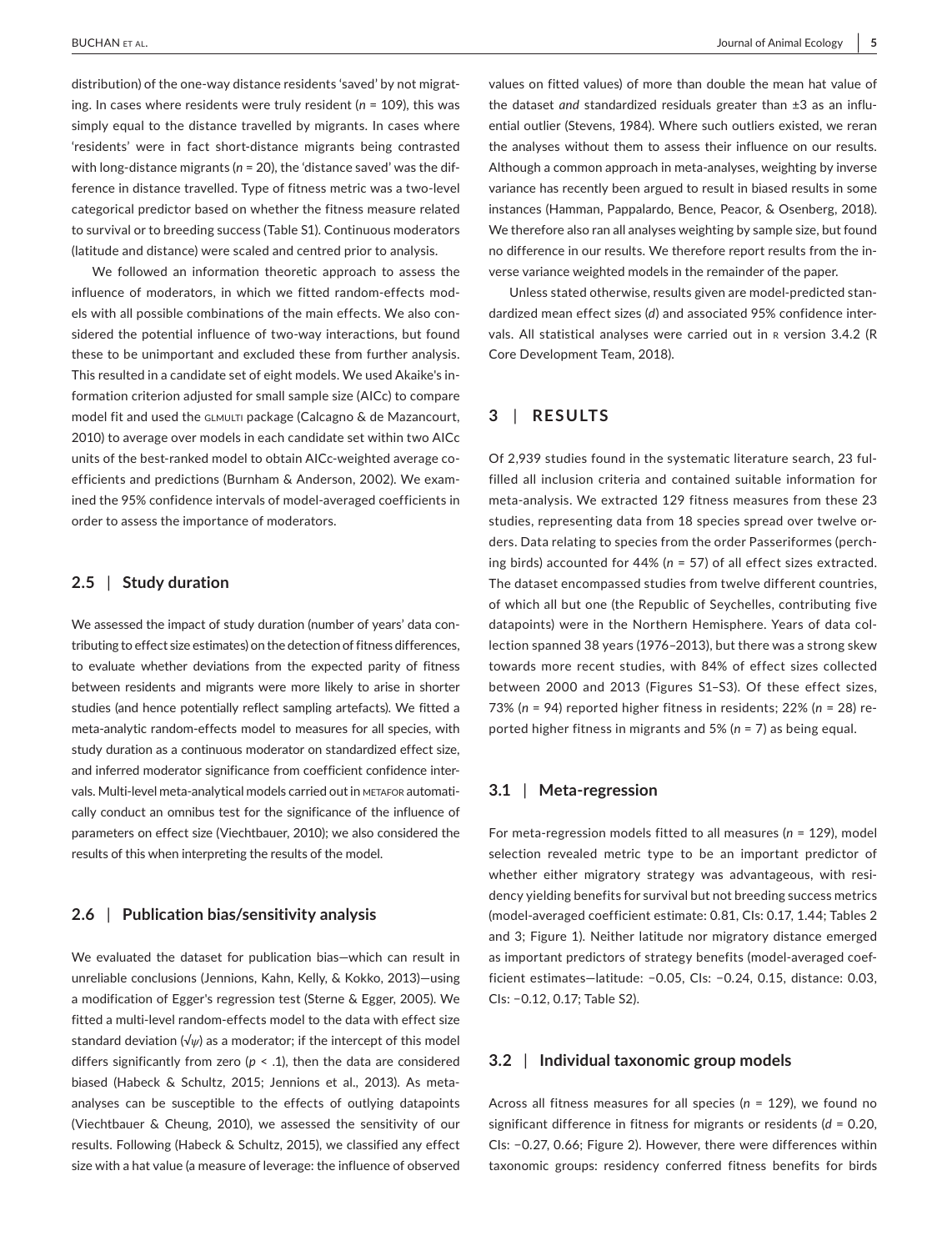distribution) of the one-way distance residents 'saved' by not migrating. In cases where residents were truly resident ($n = 109$), this was simply equal to the distance travelled by migrants. In cases where 'residents' were in fact short-distance migrants being contrasted with long-distance migrants ($n = 20$), the 'distance saved' was the difference in distance travelled. Type of fitness metric was a two-level categorical predictor based on whether the fitness measure related to survival or to breeding success (Table S1). Continuous moderators (latitude and distance) were scaled and centred prior to analysis.

We followed an information theoretic approach to assess the influence of moderators, in which we fitted random-effects models with all possible combinations of the main effects. We also considered the potential influence of two-way interactions, but found these to be unimportant and excluded these from further analysis. This resulted in a candidate set of eight models. We used Akaike's information criterion adjusted for small sample size (AICc) to compare model fit and used the GLMULTI package (Calcagno & de Mazancourt, 2010) to average over models in each candidate set within two AICc units of the best-ranked model to obtain AICc-weighted average coefficients and predictions (Burnham & Anderson, 2002). We examined the 95% confidence intervals of model-averaged coefficients in order to assess the importance of moderators.

### 2.5 | Study duration

We assessed the impact of study duration (number of years' data contributing to effect size estimates) on the detection of fitness differences, to evaluate whether deviations from the expected parity of fitness between residents and migrants were more likely to arise in shorter studies (and hence potentially reflect sampling artefacts). We fitted a meta-analytic random-effects model to measures for all species, with study duration as a continuous moderator on standardized effect size, and inferred moderator significance from coefficient confidence intervals. Multi-level meta-analytical models carried out in METAFOR automatically conduct an omnibus test for the significance of the influence of parameters on effect size (Viechtbauer, 2010); we also considered the results of this when interpreting the results of the model.

### 2.6 | Publication bias/sensitivity analysis

We evaluated the dataset for publication bias—which can result in unreliable conclusions (Jennions, Kahn, Kelly, & Kokko, 2013)—using a modification of Egger's regression test (Sterne & Egger, 2005). We fitted a multi-level random-effects model to the data with effect size standard deviation ($\sqrt{\psi}$) as a moderator; if the intercept of this model differs significantly from zero ($p < .1$), then the data are considered biased (Habeck & Schultz, 2015; Jennions et al., 2013). As meta-analyses can be susceptible to the effects of outlying datapoints (Viechtbauer & Cheung, 2010), we assessed the sensitivity of our results. Following (Habeck & Schultz, 2015), we classified any effect size with a hat value (a measure of leverage: the influence of observed values on fitted values) of more than double the mean hat value of the dataset *and* standardized residuals greater than ±3 as an influential outlier (Stevens, 1984). Where such outliers existed, we reran the analyses without them to assess their influence on our results. Although a common approach in meta-analyses, weighting by inverse variance has recently been argued to result in biased results in some instances (Hamman, Pappalardo, Bence, Peacor, & Osenberg, 2018). We therefore also ran all analyses weighting by sample size, but found no difference in our results. We therefore report results from the inverse variance weighted models in the remainder of the paper.

Unless stated otherwise, results given are model-predicted standardized mean effect sizes ($d$) and associated 95% confidence intervals. All statistical analyses were carried out in R version 3.4.2 (R Core Development Team, 2018).

## 3 | RESULTS

Of 2,939 studies found in the systematic literature search, 23 fulfilled all inclusion criteria and contained suitable information for meta-analysis. We extracted 129 fitness measures from these 23 studies, representing data from 18 species spread over twelve orders. Data relating to species from the order Passeriformes (perching birds) accounted for 44% ($n = 57$) of all effect sizes extracted. The dataset encompassed studies from twelve different countries, of which all but one (the Republic of Seychelles, contributing five datapoints) were in the Northern Hemisphere. Years of data collection spanned 38 years (1976–2013), but there was a strong skew towards more recent studies, with 84% of effect sizes collected between 2000 and 2013 (Figures S1–S3). Of these effect sizes, 73% ($n = 94$) reported higher fitness in residents; 22% ($n = 28$) reported higher fitness in migrants and 5% ($n = 7$) as being equal.

### 3.1 | Meta-regression

For meta-regression models fitted to all measures ($n = 129$), model selection revealed metric type to be an important predictor of whether either migratory strategy was advantageous, with residency yielding benefits for survival but not breeding success metrics (model-averaged coefficient estimate: 0.81, CIs: 0.17, 1.44; Tables 2 and 3; Figure 1). Neither latitude nor migratory distance emerged as important predictors of strategy benefits (model-averaged coefficient estimates—latitude: −0.05, CIs: −0.24, 0.15, distance: 0.03, CIs: −0.12, 0.17; Table S2).

### 3.2 | Individual taxonomic group models

Across all fitness measures for all species ($n = 129$), we found no significant difference in fitness for migrants or residents ($d = 0.20$, CIs: −0.27, 0.66; Figure 2). However, there were differences within taxonomic groups: residency conferred fitness benefits for birds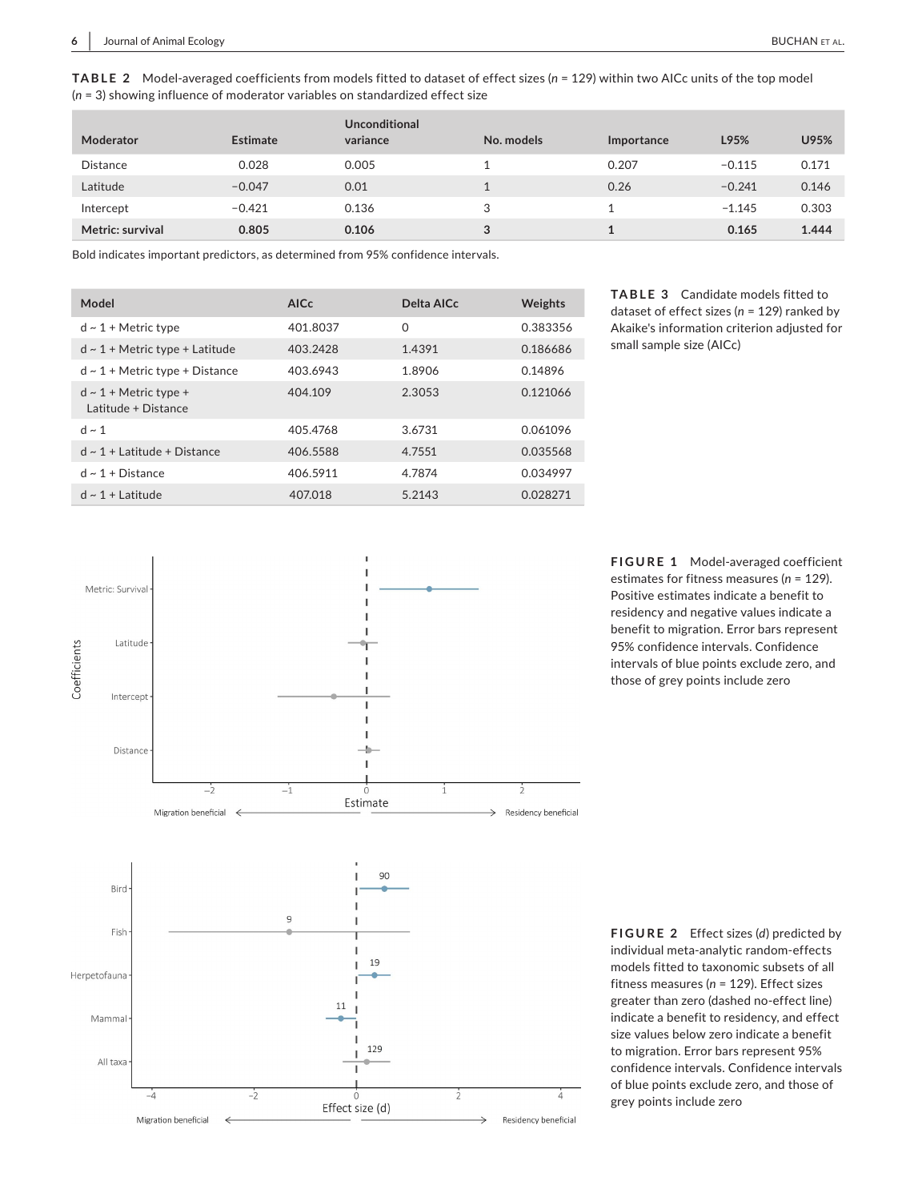**TABLE 2** Model-averaged coefficients from models fitted to dataset of effect sizes ($n$ = 129) within two AICc units of the top model ($n$ = 3) showing influence of moderator variables on standardized effect size

| Moderator | Estimate | Unconditional variance | No. models | Importance | L95% | U95% |
|---|---|---|---|---|---|---|
| Distance | 0.028 | 0.005 | 1 | 0.207 | −0.115 | 0.171 |
| Latitude | −0.047 | 0.01 | 1 | 0.26 | −0.241 | 0.146 |
| Intercept | −0.421 | 0.136 | 3 | 1 | −1.145 | 0.303 |
| **Metric: survival** | **0.805** | **0.106** | **3** | **1** | **0.165** | **1.444** |

Bold indicates important predictors, as determined from 95% confidence intervals.

**TABLE 3** Candidate models fitted to dataset of effect sizes ($n$ = 129) ranked by Akaike's information criterion adjusted for small sample size (AICc)

| Model | AICc | Delta AICc | Weights |
|---|---|---|---|
| d ~ 1 + Metric type | 401.8037 | 0 | 0.383356 |
| d ~ 1 + Metric type + Latitude | 403.2428 | 1.4391 | 0.186686 |
| d ~ 1 + Metric type + Distance | 403.6943 | 1.8906 | 0.14896 |
| d ~ 1 + Metric type + Latitude + Distance | 404.109 | 2.3053 | 0.121066 |
| d ~ 1 | 405.4768 | 3.6731 | 0.061096 |
| d ~ 1 + Latitude + Distance | 406.5588 | 4.7551 | 0.035568 |
| d ~ 1 + Distance | 406.5911 | 4.7874 | 0.034997 |
| d ~ 1 + Latitude | 407.018 | 5.2143 | 0.028271 |

**FIGURE 1** Model-averaged coefficient estimates for fitness measures ($n$ = 129). Positive estimates indicate a benefit to residency and negative values indicate a benefit to migration. Error bars represent 95% confidence intervals. Confidence intervals of blue points exclude zero, and those of grey points include zero

**FIGURE 2** Effect sizes ($d$) predicted by individual meta-analytic random-effects models fitted to taxonomic subsets of all fitness measures ($n$ = 129). Effect sizes greater than zero (dashed no-effect line) indicate a benefit to residency, and effect size values below zero indicate a benefit to migration. Error bars represent 95% confidence intervals. Confidence intervals of blue points exclude zero, and those of grey points include zero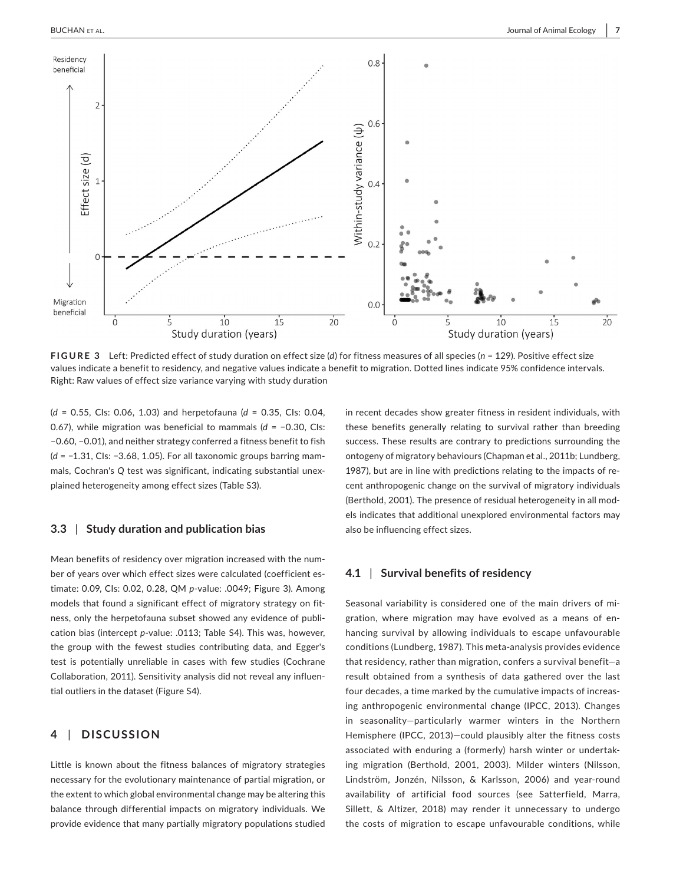**FIGURE 3** Left: Predicted effect of study duration on effect size (*d*) for fitness measures of all species (*n* = 129). Positive effect size values indicate a benefit to residency, and negative values indicate a benefit to migration. Dotted lines indicate 95% confidence intervals. Right: Raw values of effect size variance varying with study duration

(*d* = 0.55, CIs: 0.06, 1.03) and herpetofauna (*d* = 0.35, CIs: 0.04, 0.67), while migration was beneficial to mammals (*d* = −0.30, CIs: −0.60, −0.01), and neither strategy conferred a fitness benefit to fish (*d* = −1.31, CIs: −3.68, 1.05). For all taxonomic groups barring mammals, Cochran's *Q* test was significant, indicating substantial unexplained heterogeneity among effect sizes (Table S3).

### 3.3 | Study duration and publication bias

Mean benefits of residency over migration increased with the number of years over which effect sizes were calculated (coefficient estimate: 0.09, CIs: 0.02, 0.28, QM *p*-value: .0049; Figure 3). Among models that found a significant effect of migratory strategy on fitness, only the herpetofauna subset showed any evidence of publication bias (intercept *p*-value: .0113; Table S4). This was, however, the group with the fewest studies contributing data, and Egger's test is potentially unreliable in cases with few studies (Cochrane Collaboration, 2011). Sensitivity analysis did not reveal any influential outliers in the dataset (Figure S4).

## 4 | DISCUSSION

Little is known about the fitness balances of migratory strategies necessary for the evolutionary maintenance of partial migration, or the extent to which global environmental change may be altering this balance through differential impacts on migratory individuals. We provide evidence that many partially migratory populations studied in recent decades show greater fitness in resident individuals, with these benefits generally relating to survival rather than breeding success. These results are contrary to predictions surrounding the ontogeny of migratory behaviours (Chapman et al., 2011b; Lundberg, 1987), but are in line with predictions relating to the impacts of recent anthropogenic change on the survival of migratory individuals (Berthold, 2001). The presence of residual heterogeneity in all models indicates that additional unexplored environmental factors may also be influencing effect sizes.

### 4.1 | Survival benefits of residency

Seasonal variability is considered one of the main drivers of migration, where migration may have evolved as a means of enhancing survival by allowing individuals to escape unfavourable conditions (Lundberg, 1987). This meta-analysis provides evidence that residency, rather than migration, confers a survival benefit—a result obtained from a synthesis of data gathered over the last four decades, a time marked by the cumulative impacts of increasing anthropogenic environmental change (IPCC, 2013). Changes in seasonality—particularly warmer winters in the Northern Hemisphere (IPCC, 2013)—could plausibly alter the fitness costs associated with enduring a (formerly) harsh winter or undertaking migration (Berthold, 2001, 2003). Milder winters (Nilsson, Lindström, Jonzén, Nilsson, & Karlsson, 2006) and year-round availability of artificial food sources (see Satterfield, Marra, Sillett, & Altizer, 2018) may render it unnecessary to undergo the costs of migration to escape unfavourable conditions, while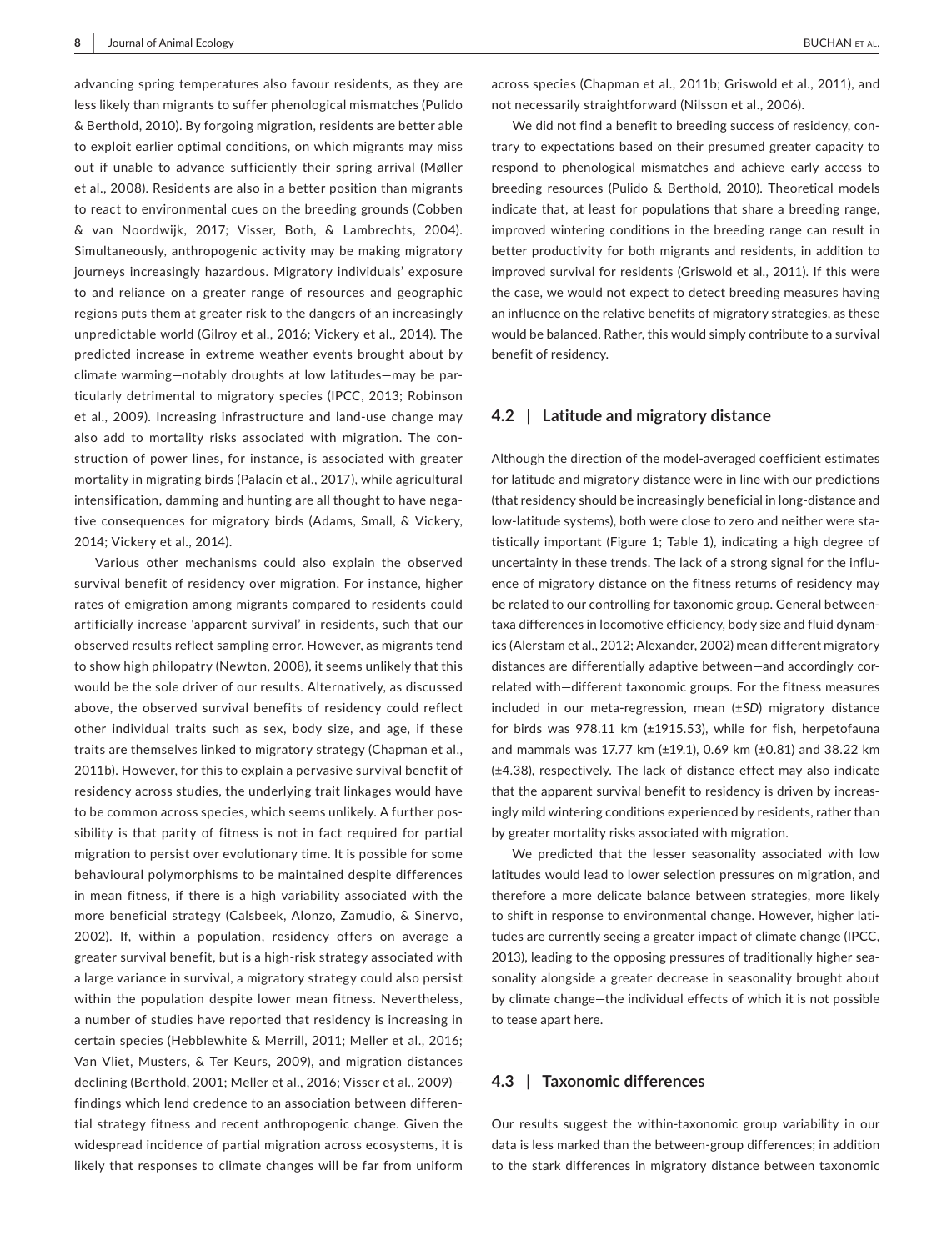advancing spring temperatures also favour residents, as they are less likely than migrants to suffer phenological mismatches (Pulido & Berthold, 2010). By forgoing migration, residents are better able to exploit earlier optimal conditions, on which migrants may miss out if unable to advance sufficiently their spring arrival (Møller et al., 2008). Residents are also in a better position than migrants to react to environmental cues on the breeding grounds (Cobben & van Noordwijk, 2017; Visser, Both, & Lambrechts, 2004). Simultaneously, anthropogenic activity may be making migratory journeys increasingly hazardous. Migratory individuals' exposure to and reliance on a greater range of resources and geographic regions puts them at greater risk to the dangers of an increasingly unpredictable world (Gilroy et al., 2016; Vickery et al., 2014). The predicted increase in extreme weather events brought about by climate warming—notably droughts at low latitudes—may be particularly detrimental to migratory species (IPCC, 2013; Robinson et al., 2009). Increasing infrastructure and land-use change may also add to mortality risks associated with migration. The construction of power lines, for instance, is associated with greater mortality in migrating birds (Palacín et al., 2017), while agricultural intensification, damming and hunting are all thought to have negative consequences for migratory birds (Adams, Small, & Vickery, 2014; Vickery et al., 2014).

Various other mechanisms could also explain the observed survival benefit of residency over migration. For instance, higher rates of emigration among migrants compared to residents could artificially increase 'apparent survival' in residents, such that our observed results reflect sampling error. However, as migrants tend to show high philopatry (Newton, 2008), it seems unlikely that this would be the sole driver of our results. Alternatively, as discussed above, the observed survival benefits of residency could reflect other individual traits such as sex, body size, and age, if these traits are themselves linked to migratory strategy (Chapman et al., 2011b). However, for this to explain a pervasive survival benefit of residency across studies, the underlying trait linkages would have to be common across species, which seems unlikely. A further possibility is that parity of fitness is not in fact required for partial migration to persist over evolutionary time. It is possible for some behavioural polymorphisms to be maintained despite differences in mean fitness, if there is a high variability associated with the more beneficial strategy (Calsbeek, Alonzo, Zamudio, & Sinervo, 2002). If, within a population, residency offers on average a greater survival benefit, but is a high-risk strategy associated with a large variance in survival, a migratory strategy could also persist within the population despite lower mean fitness. Nevertheless, a number of studies have reported that residency is increasing in certain species (Hebblewhite & Merrill, 2011; Meller et al., 2016; Van Vliet, Musters, & Ter Keurs, 2009), and migration distances declining (Berthold, 2001; Meller et al., 2016; Visser et al., 2009)—findings which lend credence to an association between differential strategy fitness and recent anthropogenic change. Given the widespread incidence of partial migration across ecosystems, it is likely that responses to climate changes will be far from uniform across species (Chapman et al., 2011b; Griswold et al., 2011), and not necessarily straightforward (Nilsson et al., 2006).

We did not find a benefit to breeding success of residency, contrary to expectations based on their presumed greater capacity to respond to phenological mismatches and achieve early access to breeding resources (Pulido & Berthold, 2010). Theoretical models indicate that, at least for populations that share a breeding range, improved wintering conditions in the breeding range can result in better productivity for both migrants and residents, in addition to improved survival for residents (Griswold et al., 2011). If this were the case, we would not expect to detect breeding measures having an influence on the relative benefits of migratory strategies, as these would be balanced. Rather, this would simply contribute to a survival benefit of residency.

### 4.2 | Latitude and migratory distance

Although the direction of the model-averaged coefficient estimates for latitude and migratory distance were in line with our predictions (that residency should be increasingly beneficial in long-distance and low-latitude systems), both were close to zero and neither were statistically important (Figure 1; Table 1), indicating a high degree of uncertainty in these trends. The lack of a strong signal for the influence of migratory distance on the fitness returns of residency may be related to our controlling for taxonomic group. General between-taxa differences in locomotive efficiency, body size and fluid dynamics (Alerstam et al., 2012; Alexander, 2002) mean different migratory distances are differentially adaptive between—and accordingly correlated with—different taxonomic groups. For the fitness measures included in our meta-regression, mean (±*SD*) migratory distance for birds was 978.11 km (±1915.53), while for fish, herpetofauna and mammals was 17.77 km (±19.1), 0.69 km (±0.81) and 38.22 km (±4.38), respectively. The lack of distance effect may also indicate that the apparent survival benefit to residency is driven by increasingly mild wintering conditions experienced by residents, rather than by greater mortality risks associated with migration.

We predicted that the lesser seasonality associated with low latitudes would lead to lower selection pressures on migration, and therefore a more delicate balance between strategies, more likely to shift in response to environmental change. However, higher latitudes are currently seeing a greater impact of climate change (IPCC, 2013), leading to the opposing pressures of traditionally higher seasonality alongside a greater decrease in seasonality brought about by climate change—the individual effects of which it is not possible to tease apart here.

### 4.3 | Taxonomic differences

Our results suggest the within-taxonomic group variability in our data is less marked than the between-group differences; in addition to the stark differences in migratory distance between taxonomic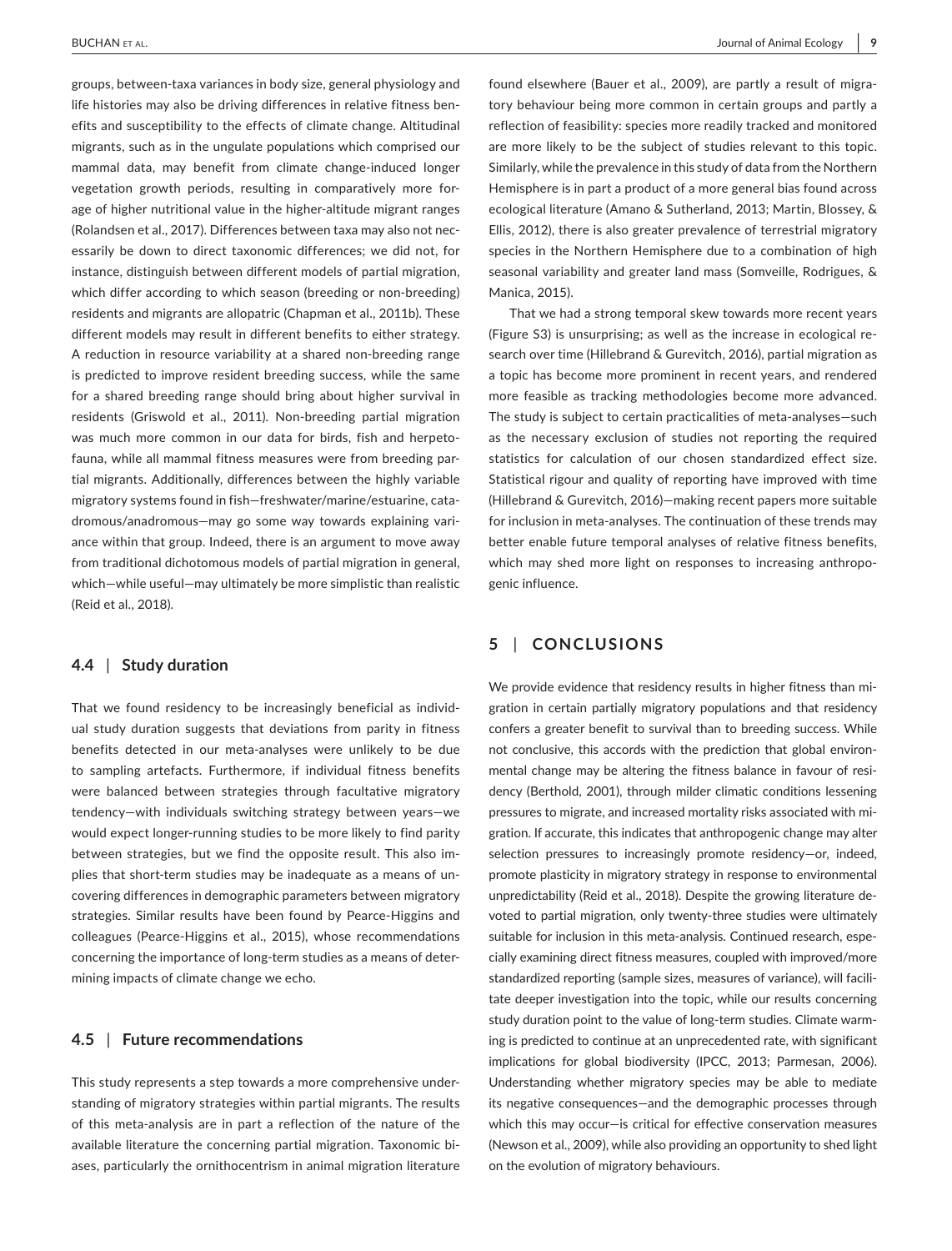groups, between-taxa variances in body size, general physiology and life histories may also be driving differences in relative fitness benefits and susceptibility to the effects of climate change. Altitudinal migrants, such as in the ungulate populations which comprised our mammal data, may benefit from climate change-induced longer vegetation growth periods, resulting in comparatively more forage of higher nutritional value in the higher-altitude migrant ranges (Rolandsen et al., 2017). Differences between taxa may also not necessarily be down to direct taxonomic differences; we did not, for instance, distinguish between different models of partial migration, which differ according to which season (breeding or non-breeding) residents and migrants are allopatric (Chapman et al., 2011b). These different models may result in different benefits to either strategy. A reduction in resource variability at a shared non-breeding range is predicted to improve resident breeding success, while the same for a shared breeding range should bring about higher survival in residents (Griswold et al., 2011). Non-breeding partial migration was much more common in our data for birds, fish and herpetofauna, while all mammal fitness measures were from breeding partial migrants. Additionally, differences between the highly variable migratory systems found in fish—freshwater/marine/estuarine, catadromous/anadromous—may go some way towards explaining variance within that group. Indeed, there is an argument to move away from traditional dichotomous models of partial migration in general, which—while useful—may ultimately be more simplistic than realistic (Reid et al., 2018).

### 4.4 | Study duration

That we found residency to be increasingly beneficial as individual study duration suggests that deviations from parity in fitness benefits detected in our meta-analyses were unlikely to be due to sampling artefacts. Furthermore, if individual fitness benefits were balanced between strategies through facultative migratory tendency—with individuals switching strategy between years—we would expect longer-running studies to be more likely to find parity between strategies, but we find the opposite result. This also implies that short-term studies may be inadequate as a means of uncovering differences in demographic parameters between migratory strategies. Similar results have been found by Pearce-Higgins and colleagues (Pearce-Higgins et al., 2015), whose recommendations concerning the importance of long-term studies as a means of determining impacts of climate change we echo.

### 4.5 | Future recommendations

This study represents a step towards a more comprehensive understanding of migratory strategies within partial migrants. The results of this meta-analysis are in part a reflection of the nature of the available literature the concerning partial migration. Taxonomic biases, particularly the ornithocentrism in animal migration literature found elsewhere (Bauer et al., 2009), are partly a result of migratory behaviour being more common in certain groups and partly a reflection of feasibility: species more readily tracked and monitored are more likely to be the subject of studies relevant to this topic. Similarly, while the prevalence in this study of data from the Northern Hemisphere is in part a product of a more general bias found across ecological literature (Amano & Sutherland, 2013; Martin, Blossey, & Ellis, 2012), there is also greater prevalence of terrestrial migratory species in the Northern Hemisphere due to a combination of high seasonal variability and greater land mass (Somveille, Rodrigues, & Manica, 2015).

That we had a strong temporal skew towards more recent years (Figure S3) is unsurprising; as well as the increase in ecological research over time (Hillebrand & Gurevitch, 2016), partial migration as a topic has become more prominent in recent years, and rendered more feasible as tracking methodologies become more advanced. The study is subject to certain practicalities of meta-analyses—such as the necessary exclusion of studies not reporting the required statistics for calculation of our chosen standardized effect size. Statistical rigour and quality of reporting have improved with time (Hillebrand & Gurevitch, 2016)—making recent papers more suitable for inclusion in meta-analyses. The continuation of these trends may better enable future temporal analyses of relative fitness benefits, which may shed more light on responses to increasing anthropogenic influence.

## 5 | CONCLUSIONS

We provide evidence that residency results in higher fitness than migration in certain partially migratory populations and that residency confers a greater benefit to survival than to breeding success. While not conclusive, this accords with the prediction that global environmental change may be altering the fitness balance in favour of residency (Berthold, 2001), through milder climatic conditions lessening pressures to migrate, and increased mortality risks associated with migration. If accurate, this indicates that anthropogenic change may alter selection pressures to increasingly promote residency—or, indeed, promote plasticity in migratory strategy in response to environmental unpredictability (Reid et al., 2018). Despite the growing literature devoted to partial migration, only twenty-three studies were ultimately suitable for inclusion in this meta-analysis. Continued research, especially examining direct fitness measures, coupled with improved/more standardized reporting (sample sizes, measures of variance), will facilitate deeper investigation into the topic, while our results concerning study duration point to the value of long-term studies. Climate warming is predicted to continue at an unprecedented rate, with significant implications for global biodiversity (IPCC, 2013; Parmesan, 2006). Understanding whether migratory species may be able to mediate its negative consequences—and the demographic processes through which this may occur—is critical for effective conservation measures (Newson et al., 2009), while also providing an opportunity to shed light on the evolution of migratory behaviours.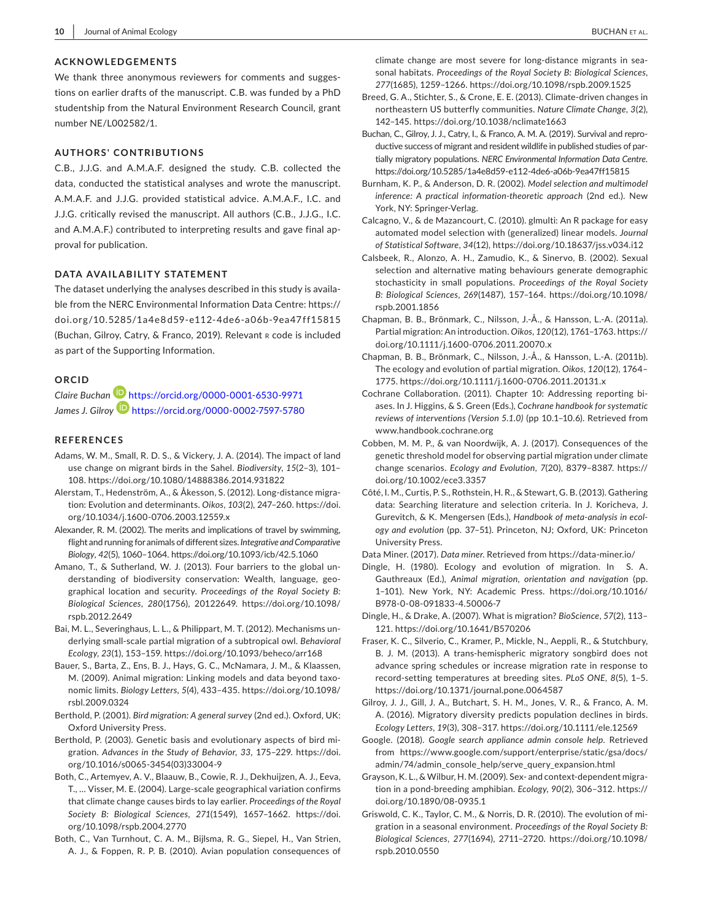## ACKNOWLEDGEMENTS

We thank three anonymous reviewers for comments and suggestions on earlier drafts of the manuscript. C.B. was funded by a PhD studentship from the Natural Environment Research Council, grant number NE/L002582/1.

## AUTHORS' CONTRIBUTIONS

C.B., J.J.G. and A.M.A.F. designed the study. C.B. collected the data, conducted the statistical analyses and wrote the manuscript. A.M.A.F. and J.J.G. provided statistical advice. A.M.A.F., I.C. and J.J.G. critically revised the manuscript. All authors (C.B., J.J.G., I.C. and A.M.A.F.) contributed to interpreting results and gave final approval for publication.

## DATA AVAILABILITY STATEMENT

The dataset underlying the analyses described in this study is available from the NERC Environmental Information Data Centre: https://doi.org/10.5285/1a4e8d59-e112-4de6-a06b-9ea47ff15815 (Buchan, Gilroy, Catry, & Franco, 2019). Relevant R code is included as part of the Supporting Information.

## ORCID

*Claire Buchan* https://orcid.org/0000-0001-6530-9971
*James J. Gilroy* https://orcid.org/0000-0002-7597-5780

## REFERENCES

Adams, W. M., Small, R. D. S., & Vickery, J. A. (2014). The impact of land use change on migrant birds in the Sahel. *Biodiversity*, *15*(2–3), 101–108. https://doi.org/10.1080/14888386.2014.931822

Alerstam, T., Hedenström, A., & Åkesson, S. (2012). Long-distance migration: Evolution and determinants. *Oikos*, *103*(2), 247–260. https://doi.org/10.1034/j.1600-0706.2003.12559.x

Alexander, R. M. (2002). The merits and implications of travel by swimming, flight and running for animals of different sizes. *Integrative and Comparative Biology*, *42*(5), 1060–1064. https://doi.org/10.1093/icb/42.5.1060

Amano, T., & Sutherland, W. J. (2013). Four barriers to the global understanding of biodiversity conservation: Wealth, language, geographical location and security. *Proceedings of the Royal Society B: Biological Sciences*, *280*(1756), 20122649. https://doi.org/10.1098/rspb.2012.2649

Bai, M. L., Severinghaus, L. L., & Philippart, M. T. (2012). Mechanisms underlying small-scale partial migration of a subtropical owl. *Behavioral Ecology*, *23*(1), 153–159. https://doi.org/10.1093/beheco/arr168

Bauer, S., Barta, Z., Ens, B. J., Hays, G. C., McNamara, J. M., & Klaassen, M. (2009). Animal migration: Linking models and data beyond taxonomic limits. *Biology Letters*, *5*(4), 433–435. https://doi.org/10.1098/rsbl.2009.0324

Berthold, P. (2001). *Bird migration: A general survey* (2nd ed.). Oxford, UK: Oxford University Press.

Berthold, P. (2003). Genetic basis and evolutionary aspects of bird migration. *Advances in the Study of Behavior*, *33*, 175–229. https://doi.org/10.1016/s0065-3454(03)33004-9

Both, C., Artemyev, A. V., Blaauw, B., Cowie, R. J., Dekhuijzen, A. J., Eeva, T., … Visser, M. E. (2004). Large-scale geographical variation confirms that climate change causes birds to lay earlier. *Proceedings of the Royal Society B: Biological Sciences*, *271*(1549), 1657–1662. https://doi.org/10.1098/rspb.2004.2770

Both, C., Van Turnhout, C. A. M., Bijlsma, R. G., Siepel, H., Van Strien, A. J., & Foppen, R. P. B. (2010). Avian population consequences of climate change are most severe for long-distance migrants in seasonal habitats. *Proceedings of the Royal Society B: Biological Sciences*, *277*(1685), 1259–1266. https://doi.org/10.1098/rspb.2009.1525

Breed, G. A., Stichter, S., & Crone, E. E. (2013). Climate-driven changes in northeastern US butterfly communities. *Nature Climate Change*, *3*(2), 142–145. https://doi.org/10.1038/nclimate1663

Buchan, C., Gilroy, J. J., Catry, I., & Franco, A. M. A. (2019). Survival and reproductive success of migrant and resident wildlife in published studies of partially migratory populations. *NERC Environmental Information Data Centre*. https://doi.org/10.5285/1a4e8d59-e112-4de6-a06b-9ea47ff15815

Burnham, K. P., & Anderson, D. R. (2002). *Model selection and multimodel inference: A practical information-theoretic approach* (2nd ed.). New York, NY: Springer-Verlag.

Calcagno, V., & de Mazancourt, C. (2010). glmulti: An R package for easy automated model selection with (generalized) linear models. *Journal of Statistical Software*, *34*(12), https://doi.org/10.18637/jss.v034.i12

Calsbeek, R., Alonzo, A. H., Zamudio, K., & Sinervo, B. (2002). Sexual selection and alternative mating behaviours generate demographic stochasticity in small populations. *Proceedings of the Royal Society B: Biological Sciences*, *269*(1487), 157–164. https://doi.org/10.1098/rspb.2001.1856

Chapman, B. B., Brönmark, C., Nilsson, J.-Å., & Hansson, L.-A. (2011a). Partial migration: An introduction. *Oikos*, *120*(12), 1761–1763. https://doi.org/10.1111/j.1600-0706.2011.20070.x

Chapman, B. B., Brönmark, C., Nilsson, J.-Å., & Hansson, L.-A. (2011b). The ecology and evolution of partial migration. *Oikos*, *120*(12), 1764–1775. https://doi.org/10.1111/j.1600-0706.2011.20131.x

Cochrane Collaboration. (2011). Chapter 10: Addressing reporting biases. In J. Higgins, & S. Green (Eds.), *Cochrane handbook for systematic reviews of interventions (Version 5.1.0)* (pp 10.1–10.6). Retrieved from www.handbook.cochrane.org

Cobben, M. M. P., & van Noordwijk, A. J. (2017). Consequences of the genetic threshold model for observing partial migration under climate change scenarios. *Ecology and Evolution*, *7*(20), 8379–8387. https://doi.org/10.1002/ece3.3357

Côté, I. M., Curtis, P. S., Rothstein, H. R., & Stewart, G. B. (2013). Gathering data: Searching literature and selection criteria. In J. Koricheva, J. Gurevitch, & K. Mengersen (Eds.), *Handbook of meta-analysis in ecology and evolution* (pp. 37–51). Princeton, NJ; Oxford, UK: Princeton University Press.

Data Miner. (2017). *Data miner*. Retrieved from https://data-miner.io/

Dingle, H. (1980). Ecology and evolution of migration. In S. A. Gauthreaux (Ed.), *Animal migration, orientation and navigation* (pp. 1–101). New York, NY: Academic Press. https://doi.org/10.1016/B978-0-08-091833-4.50006-7

Dingle, H., & Drake, A. (2007). What is migration? *BioScience*, *57*(2), 113–121. https://doi.org/10.1641/B570206

Fraser, K. C., Silverio, C., Kramer, P., Mickle, N., Aeppli, R., & Stutchbury, B. J. M. (2013). A trans-hemispheric migratory songbird does not advance spring schedules or increase migration rate in response to record-setting temperatures at breeding sites. *PLoS ONE*, *8*(5), 1–5. https://doi.org/10.1371/journal.pone.0064587

Gilroy, J. J., Gill, J. A., Butchart, S. H. M., Jones, V. R., & Franco, A. M. A. (2016). Migratory diversity predicts population declines in birds. *Ecology Letters*, *19*(3), 308–317. https://doi.org/10.1111/ele.12569

Google. (2018). *Google search appliance admin console help*. Retrieved from https://www.google.com/support/enterprise/static/gsa/docs/admin/74/admin_console_help/serve_query_expansion.html

Grayson, K. L., & Wilbur, H. M. (2009). Sex- and context-dependent migration in a pond-breeding amphibian. *Ecology*, *90*(2), 306–312. https://doi.org/10.1890/08-0935.1

Griswold, C. K., Taylor, C. M., & Norris, D. R. (2010). The evolution of migration in a seasonal environment. *Proceedings of the Royal Society B: Biological Sciences*, *277*(1694), 2711–2720. https://doi.org/10.1098/rspb.2010.0550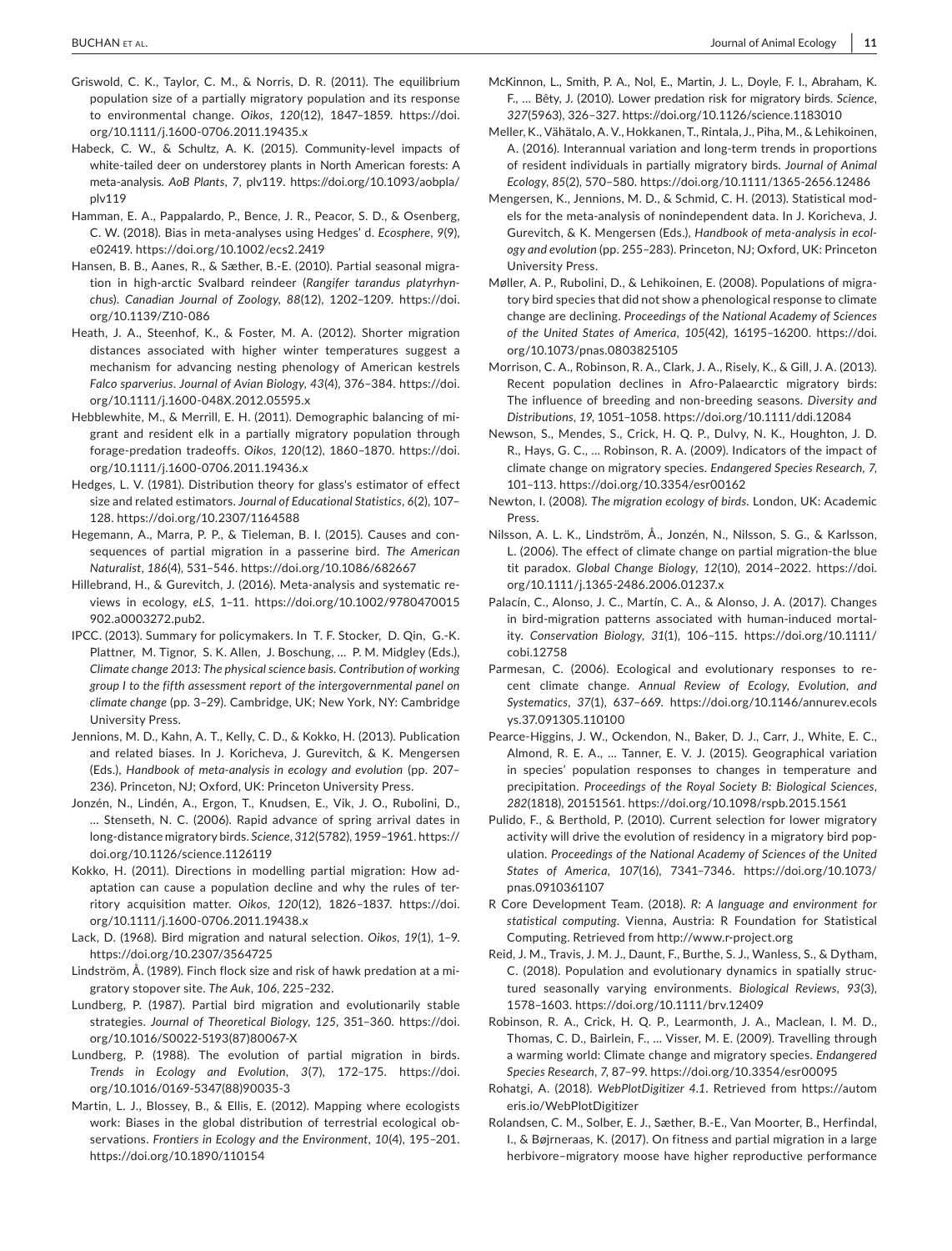Griswold, C. K., Taylor, C. M., & Norris, D. R. (2011). The equilibrium population size of a partially migratory population and its response to environmental change. *Oikos*, *120*(12), 1847–1859. https://doi.org/10.1111/j.1600-0706.2011.19435.x

Habeck, C. W., & Schultz, A. K. (2015). Community-level impacts of white-tailed deer on understorey plants in North American forests: A meta-analysis. *AoB Plants*, *7*, plv119. https://doi.org/10.1093/aobpla/plv119

Hamman, E. A., Pappalardo, P., Bence, J. R., Peacor, S. D., & Osenberg, C. W. (2018). Bias in meta-analyses using Hedges' d. *Ecosphere*, *9*(9), e02419. https://doi.org/10.1002/ecs2.2419

Hansen, B. B., Aanes, R., & Sæther, B.-E. (2010). Partial seasonal migration in high-arctic Svalbard reindeer (*Rangifer tarandus platyrhynchus*). *Canadian Journal of Zoology*, *88*(12), 1202–1209. https://doi.org/10.1139/Z10-086

Heath, J. A., Steenhof, K., & Foster, M. A. (2012). Shorter migration distances associated with higher winter temperatures suggest a mechanism for advancing nesting phenology of American kestrels *Falco sparverius*. *Journal of Avian Biology*, *43*(4), 376–384. https://doi.org/10.1111/j.1600-048X.2012.05595.x

Hebblewhite, M., & Merrill, E. H. (2011). Demographic balancing of migrant and resident elk in a partially migratory population through forage-predation tradeoffs. *Oikos*, *120*(12), 1860–1870. https://doi.org/10.1111/j.1600-0706.2011.19436.x

Hedges, L. V. (1981). Distribution theory for glass's estimator of effect size and related estimators. *Journal of Educational Statistics*, *6*(2), 107–128. https://doi.org/10.2307/1164588

Hegemann, A., Marra, P. P., & Tieleman, B. I. (2015). Causes and consequences of partial migration in a passerine bird. *The American Naturalist*, *186*(4), 531–546. https://doi.org/10.1086/682667

Hillebrand, H., & Gurevitch, J. (2016). Meta-analysis and systematic reviews in ecology, *eLS*, 1–11. https://doi.org/10.1002/9780470015902.a0003272.pub2.

IPCC. (2013). Summary for policymakers. In T. F. Stocker, D. Qin, G.-K. Plattner, M. Tignor, S. K. Allen, J. Boschung, … P. M. Midgley (Eds.), *Climate change 2013: The physical science basis. Contribution of working group I to the fifth assessment report of the intergovernmental panel on climate change* (pp. 3–29). Cambridge, UK; New York, NY: Cambridge University Press.

Jennions, M. D., Kahn, A. T., Kelly, C. D., & Kokko, H. (2013). Publication and related biases. In J. Koricheva, J. Gurevitch, & K. Mengersen (Eds.), *Handbook of meta-analysis in ecology and evolution* (pp. 207–236). Princeton, NJ; Oxford, UK: Princeton University Press.

Jonzén, N., Lindén, A., Ergon, T., Knudsen, E., Vik, J. O., Rubolini, D., … Stenseth, N. C. (2006). Rapid advance of spring arrival dates in long-distance migratory birds. *Science*, *312*(5782), 1959–1961. https://doi.org/10.1126/science.1126119

Kokko, H. (2011). Directions in modelling partial migration: How adaptation can cause a population decline and why the rules of territory acquisition matter. *Oikos*, *120*(12), 1826–1837. https://doi.org/10.1111/j.1600-0706.2011.19438.x

Lack, D. (1968). Bird migration and natural selection. *Oikos*, *19*(1), 1–9. https://doi.org/10.2307/3564725

Lindström, Å. (1989). Finch flock size and risk of hawk predation at a migratory stopover site. *The Auk*, *106*, 225–232.

Lundberg, P. (1987). Partial bird migration and evolutionarily stable strategies. *Journal of Theoretical Biology*, *125*, 351–360. https://doi.org/10.1016/S0022-5193(87)80067-X

Lundberg, P. (1988). The evolution of partial migration in birds. *Trends in Ecology and Evolution*, *3*(7), 172–175. https://doi.org/10.1016/0169-5347(88)90035-3

Martin, L. J., Blossey, B., & Ellis, E. (2012). Mapping where ecologists work: Biases in the global distribution of terrestrial ecological observations. *Frontiers in Ecology and the Environment*, *10*(4), 195–201. https://doi.org/10.1890/110154

McKinnon, L., Smith, P. A., Nol, E., Martin, J. L., Doyle, F. I., Abraham, K. F., … Bêty, J. (2010). Lower predation risk for migratory birds. *Science*, *327*(5963), 326–327. https://doi.org/10.1126/science.1183010

Meller, K., Vähätalo, A. V., Hokkanen, T., Rintala, J., Piha, M., & Lehikoinen, A. (2016). Interannual variation and long-term trends in proportions of resident individuals in partially migratory birds. *Journal of Animal Ecology*, *85*(2), 570–580. https://doi.org/10.1111/1365-2656.12486

Mengersen, K., Jennions, M. D., & Schmid, C. H. (2013). Statistical models for the meta-analysis of nonindependent data. In J. Koricheva, J. Gurevitch, & K. Mengersen (Eds.), *Handbook of meta-analysis in ecology and evolution* (pp. 255–283). Princeton, NJ; Oxford, UK: Princeton University Press.

Møller, A. P., Rubolini, D., & Lehikoinen, E. (2008). Populations of migratory bird species that did not show a phenological response to climate change are declining. *Proceedings of the National Academy of Sciences of the United States of America*, *105*(42), 16195–16200. https://doi.org/10.1073/pnas.0803825105

Morrison, C. A., Robinson, R. A., Clark, J. A., Risely, K., & Gill, J. A. (2013). Recent population declines in Afro-Palaearctic migratory birds: The influence of breeding and non-breeding seasons. *Diversity and Distributions*, *19*, 1051–1058. https://doi.org/10.1111/ddi.12084

Newson, S., Mendes, S., Crick, H. Q. P., Dulvy, N. K., Houghton, J. D. R., Hays, G. C., … Robinson, R. A. (2009). Indicators of the impact of climate change on migratory species. *Endangered Species Research*, *7*, 101–113. https://doi.org/10.3354/esr00162

Newton, I. (2008). *The migration ecology of birds*. London, UK: Academic Press.

Nilsson, A. L. K., Lindström, Å., Jonzén, N., Nilsson, S. G., & Karlsson, L. (2006). The effect of climate change on partial migration-the blue tit paradox. *Global Change Biology*, *12*(10), 2014–2022. https://doi.org/10.1111/j.1365-2486.2006.01237.x

Palacín, C., Alonso, J. C., Martín, C. A., & Alonso, J. A. (2017). Changes in bird-migration patterns associated with human-induced mortality. *Conservation Biology*, *31*(1), 106–115. https://doi.org/10.1111/cobi.12758

Parmesan, C. (2006). Ecological and evolutionary responses to recent climate change. *Annual Review of Ecology, Evolution, and Systematics*, *37*(1), 637–669. https://doi.org/10.1146/annurev.ecolsys.37.091305.110100

Pearce-Higgins, J. W., Ockendon, N., Baker, D. J., Carr, J., White, E. C., Almond, R. E. A., … Tanner, E. V. J. (2015). Geographical variation in species' population responses to changes in temperature and precipitation. *Proceedings of the Royal Society B: Biological Sciences*, *282*(1818), 20151561. https://doi.org/10.1098/rspb.2015.1561

Pulido, F., & Berthold, P. (2010). Current selection for lower migratory activity will drive the evolution of residency in a migratory bird population. *Proceedings of the National Academy of Sciences of the United States of America*, *107*(16), 7341–7346. https://doi.org/10.1073/pnas.0910361107

R Core Development Team. (2018). *R: A language and environment for statistical computing*. Vienna, Austria: R Foundation for Statistical Computing. Retrieved from http://www.r-project.org

Reid, J. M., Travis, J. M. J., Daunt, F., Burthe, S. J., Wanless, S., & Dytham, C. (2018). Population and evolutionary dynamics in spatially structured seasonally varying environments. *Biological Reviews*, *93*(3), 1578–1603. https://doi.org/10.1111/brv.12409

Robinson, R. A., Crick, H. Q. P., Learmonth, J. A., Maclean, I. M. D., Thomas, C. D., Bairlein, F., … Visser, M. E. (2009). Travelling through a warming world: Climate change and migratory species. *Endangered Species Research*, *7*, 87–99. https://doi.org/10.3354/esr00095

Rohatgi, A. (2018). *WebPlotDigitizer 4.1*. Retrieved from https://automeris.io/WebPlotDigitizer

Rolandsen, C. M., Solber, E. J., Sæther, B.-E., Van Moorter, B., Herfindal, I., & Bøjrneraas, K. (2017). On fitness and partial migration in a large herbivore–migratory moose have higher reproductive performance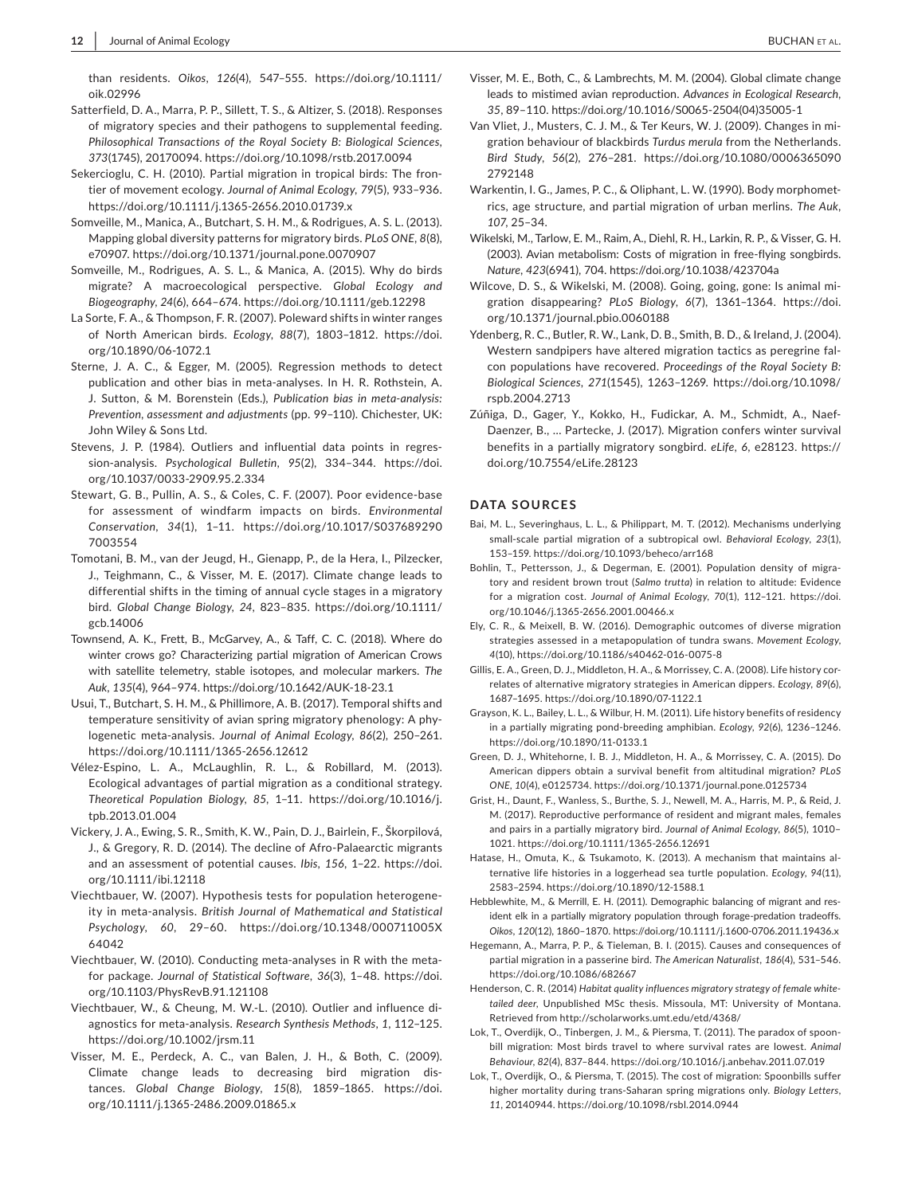than residents. *Oikos*, *126*(4), 547–555. https://doi.org/10.1111/oik.02996

Satterfield, D. A., Marra, P. P., Sillett, T. S., & Altizer, S. (2018). Responses of migratory species and their pathogens to supplemental feeding. *Philosophical Transactions of the Royal Society B: Biological Sciences*, *373*(1745), 20170094. https://doi.org/10.1098/rstb.2017.0094

Sekercioglu, C. H. (2010). Partial migration in tropical birds: The frontier of movement ecology. *Journal of Animal Ecology*, *79*(5), 933–936. https://doi.org/10.1111/j.1365-2656.2010.01739.x

Somveille, M., Manica, A., Butchart, S. H. M., & Rodrigues, A. S. L. (2013). Mapping global diversity patterns for migratory birds. *PLoS ONE*, *8*(8), e70907. https://doi.org/10.1371/journal.pone.0070907

Somveille, M., Rodrigues, A. S. L., & Manica, A. (2015). Why do birds migrate? A macroecological perspective. *Global Ecology and Biogeography*, *24*(6), 664–674. https://doi.org/10.1111/geb.12298

La Sorte, F. A., & Thompson, F. R. (2007). Poleward shifts in winter ranges of North American birds. *Ecology*, *88*(7), 1803–1812. https://doi.org/10.1890/06-1072.1

Sterne, J. A. C., & Egger, M. (2005). Regression methods to detect publication and other bias in meta-analyses. In H. R. Rothstein, A. J. Sutton, & M. Borenstein (Eds.), *Publication bias in meta-analysis: Prevention, assessment and adjustments* (pp. 99–110). Chichester, UK: John Wiley & Sons Ltd.

Stevens, J. P. (1984). Outliers and influential data points in regression-analysis. *Psychological Bulletin*, *95*(2), 334–344. https://doi.org/10.1037/0033-2909.95.2.334

Stewart, G. B., Pullin, A. S., & Coles, C. F. (2007). Poor evidence-base for assessment of windfarm impacts on birds. *Environmental Conservation*, *34*(1), 1–11. https://doi.org/10.1017/S0376892907003554

Tomotani, B. M., van der Jeugd, H., Gienapp, P., de la Hera, I., Pilzecker, J., Teighmann, C., & Visser, M. E. (2017). Climate change leads to differential shifts in the timing of annual cycle stages in a migratory bird. *Global Change Biology*, *24*, 823–835. https://doi.org/10.1111/gcb.14006

Townsend, A. K., Frett, B., McGarvey, A., & Taff, C. C. (2018). Where do winter crows go? Characterizing partial migration of American Crows with satellite telemetry, stable isotopes, and molecular markers. *The Auk*, *135*(4), 964–974. https://doi.org/10.1642/AUK-18-23.1

Usui, T., Butchart, S. H. M., & Phillimore, A. B. (2017). Temporal shifts and temperature sensitivity of avian spring migratory phenology: A phylogenetic meta-analysis. *Journal of Animal Ecology*, *86*(2), 250–261. https://doi.org/10.1111/1365-2656.12612

Vélez-Espino, L. A., McLaughlin, R. L., & Robillard, M. (2013). Ecological advantages of partial migration as a conditional strategy. *Theoretical Population Biology*, *85*, 1–11. https://doi.org/10.1016/j.tpb.2013.01.004

Vickery, J. A., Ewing, S. R., Smith, K. W., Pain, D. J., Bairlein, F., Škorpilová, J., & Gregory, R. D. (2014). The decline of Afro-Palaearctic migrants and an assessment of potential causes. *Ibis*, *156*, 1–22. https://doi.org/10.1111/ibi.12118

Viechtbauer, W. (2007). Hypothesis tests for population heterogeneity in meta-analysis. *British Journal of Mathematical and Statistical Psychology*, *60*, 29–60. https://doi.org/10.1348/000711005X64042

Viechtbauer, W. (2010). Conducting meta-analyses in R with the metafor package. *Journal of Statistical Software*, *36*(3), 1–48. https://doi.org/10.1103/PhysRevB.91.121108

Viechtbauer, W., & Cheung, M. W.-L. (2010). Outlier and influence diagnostics for meta-analysis. *Research Synthesis Methods*, *1*, 112–125. https://doi.org/10.1002/jrsm.11

Visser, M. E., Perdeck, A. C., van Balen, J. H., & Both, C. (2009). Climate change leads to decreasing bird migration distances. *Global Change Biology*, *15*(8), 1859–1865. https://doi.org/10.1111/j.1365-2486.2009.01865.x

Visser, M. E., Both, C., & Lambrechts, M. M. (2004). Global climate change leads to mistimed avian reproduction. *Advances in Ecological Research*, *35*, 89–110. https://doi.org/10.1016/S0065-2504(04)35005-1

Van Vliet, J., Musters, C. J. M., & Ter Keurs, W. J. (2009). Changes in migration behaviour of blackbirds *Turdus merula* from the Netherlands. *Bird Study*, *56*(2), 276–281. https://doi.org/10.1080/00063650902792148

Warkentin, I. G., James, P. C., & Oliphant, L. W. (1990). Body morphometrics, age structure, and partial migration of urban merlins. *The Auk*, *107*, 25–34.

Wikelski, M., Tarlow, E. M., Raim, A., Diehl, R. H., Larkin, R. P., & Visser, G. H. (2003). Avian metabolism: Costs of migration in free-flying songbirds. *Nature*, *423*(6941), 704. https://doi.org/10.1038/423704a

Wilcove, D. S., & Wikelski, M. (2008). Going, going, gone: Is animal migration disappearing? *PLoS Biology*, *6*(7), 1361–1364. https://doi.org/10.1371/journal.pbio.0060188

Ydenberg, R. C., Butler, R. W., Lank, D. B., Smith, B. D., & Ireland, J. (2004). Western sandpipers have altered migration tactics as peregrine falcon populations have recovered. *Proceedings of the Royal Society B: Biological Sciences*, *271*(1545), 1263–1269. https://doi.org/10.1098/rspb.2004.2713

Zúñiga, D., Gager, Y., Kokko, H., Fudickar, A. M., Schmidt, A., Naef-Daenzer, B., … Partecke, J. (2017). Migration confers winter survival benefits in a partially migratory songbird. *eLife*, *6*, e28123. https://doi.org/10.7554/eLife.28123

## DATA SOURCES

Bai, M. L., Severinghaus, L. L., & Philippart, M. T. (2012). Mechanisms underlying small-scale partial migration of a subtropical owl. *Behavioral Ecology*, *23*(1), 153–159. https://doi.org/10.1093/beheco/arr168

Bohlin, T., Pettersson, J., & Degerman, E. (2001). Population density of migratory and resident brown trout (*Salmo trutta*) in relation to altitude: Evidence for a migration cost. *Journal of Animal Ecology*, *70*(1), 112–121. https://doi.org/10.1046/j.1365-2656.2001.00466.x

Ely, C. R., & Meixell, B. W. (2016). Demographic outcomes of diverse migration strategies assessed in a metapopulation of tundra swans. *Movement Ecology*, *4*(10), https://doi.org/10.1186/s40462-016-0075-8

Gillis, E. A., Green, D. J., Middleton, H. A., & Morrissey, C. A. (2008). Life history correlates of alternative migratory strategies in American dippers. *Ecology*, *89*(6), 1687–1695. https://doi.org/10.1890/07-1122.1

Grayson, K. L., Bailey, L. L., & Wilbur, H. M. (2011). Life history benefits of residency in a partially migrating pond-breeding amphibian. *Ecology*, *92*(6), 1236–1246. https://doi.org/10.1890/11-0133.1

Green, D. J., Whitehorne, I. B. J., Middleton, H. A., & Morrissey, C. A. (2015). Do American dippers obtain a survival benefit from altitudinal migration? *PLoS ONE*, *10*(4), e0125734. https://doi.org/10.1371/journal.pone.0125734

Grist, H., Daunt, F., Wanless, S., Burthe, S. J., Newell, M. A., Harris, M. P., & Reid, J. M. (2017). Reproductive performance of resident and migrant males, females and pairs in a partially migratory bird. *Journal of Animal Ecology*, *86*(5), 1010–1021. https://doi.org/10.1111/1365-2656.12691

Hatase, H., Omuta, K., & Tsukamoto, K. (2013). A mechanism that maintains alternative life histories in a loggerhead sea turtle population. *Ecology*, *94*(11), 2583–2594. https://doi.org/10.1890/12-1588.1

Hebblewhite, M., & Merrill, E. H. (2011). Demographic balancing of migrant and resident elk in a partially migratory population through forage-predation tradeoffs. *Oikos*, *120*(12), 1860–1870. https://doi.org/10.1111/j.1600-0706.2011.19436.x

Hegemann, A., Marra, P. P., & Tieleman, B. I. (2015). Causes and consequences of partial migration in a passerine bird. *The American Naturalist*, *186*(4), 531–546. https://doi.org/10.1086/682667

Henderson, C. R. (2014) *Habitat quality influences migratory strategy of female white-tailed deer*, Unpublished MSc thesis. Missoula, MT: University of Montana. Retrieved from http://scholarworks.umt.edu/etd/4368/

Lok, T., Overdijk, O., Tinbergen, J. M., & Piersma, T. (2011). The paradox of spoonbill migration: Most birds travel to where survival rates are lowest. *Animal Behaviour*, *82*(4), 837–844. https://doi.org/10.1016/j.anbehav.2011.07.019

Lok, T., Overdijk, O., & Piersma, T. (2015). The cost of migration: Spoonbills suffer higher mortality during trans-Saharan spring migrations only. *Biology Letters*, *11*, 20140944. https://doi.org/10.1098/rsbl.2014.0944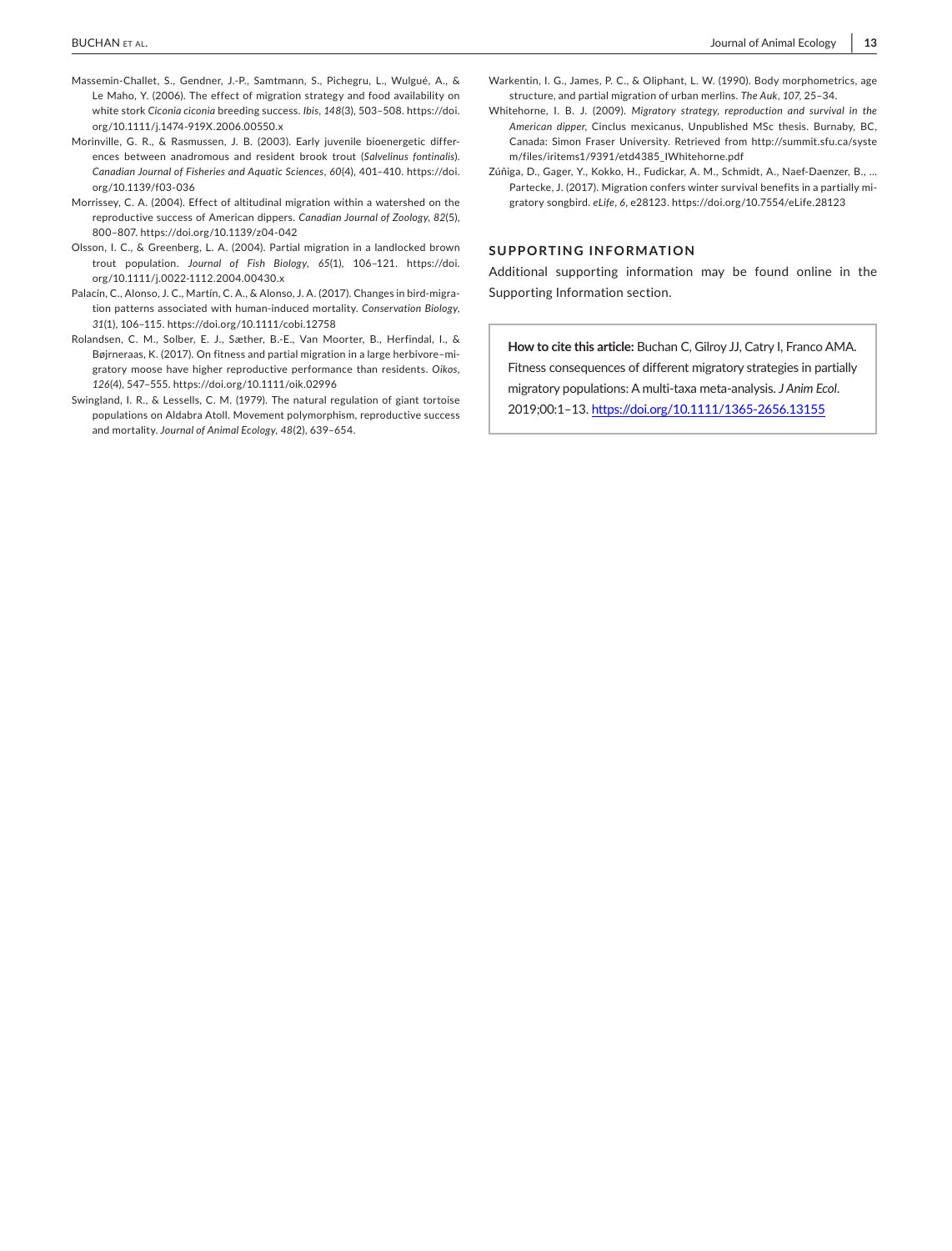Massemin-Challet, S., Gendner, J.-P., Samtmann, S., Pichegru, L., Wulgué, A., & Le Maho, Y. (2006). The effect of migration strategy and food availability on white stork *Ciconia ciconia* breeding success. *Ibis*, *148*(3), 503–508. https://doi.org/10.1111/j.1474-919X.2006.00550.x

Morinville, G. R., & Rasmussen, J. B. (2003). Early juvenile bioenergetic differences between anadromous and resident brook trout (*Salvelinus fontinalis*). *Canadian Journal of Fisheries and Aquatic Sciences*, *60*(4), 401–410. https://doi.org/10.1139/f03-036

Morrissey, C. A. (2004). Effect of altitudinal migration within a watershed on the reproductive success of American dippers. *Canadian Journal of Zoology*, *82*(5), 800–807. https://doi.org/10.1139/z04-042

Olsson, I. C., & Greenberg, L. A. (2004). Partial migration in a landlocked brown trout population. *Journal of Fish Biology*, *65*(1), 106–121. https://doi.org/10.1111/j.0022-1112.2004.00430.x

Palacín, C., Alonso, J. C., Martín, C. A., & Alonso, J. A. (2017). Changes in bird-migration patterns associated with human-induced mortality. *Conservation Biology*, *31*(1), 106–115. https://doi.org/10.1111/cobi.12758

Rolandsen, C. M., Solber, E. J., Sæther, B.-E., Van Moorter, B., Herfindal, I., & Bøjrneraas, K. (2017). On fitness and partial migration in a large herbivore–migratory moose have higher reproductive performance than residents. *Oikos*, *126*(4), 547–555. https://doi.org/10.1111/oik.02996

Swingland, I. R., & Lessells, C. M. (1979). The natural regulation of giant tortoise populations on Aldabra Atoll. Movement polymorphism, reproductive success and mortality. *Journal of Animal Ecology*, *48*(2), 639–654.

Warkentin, I. G., James, P. C., & Oliphant, L. W. (1990). Body morphometrics, age structure, and partial migration of urban merlins. *The Auk*, *107*, 25–34.

Whitehorne, I. B. J. (2009). *Migratory strategy, reproduction and survival in the American dipper,* Cinclus mexicanus, Unpublished MSc thesis. Burnaby, BC, Canada: Simon Fraser University. Retrieved from http://summit.sfu.ca/system/files/iritems1/9391/etd4385_IWhitehorne.pdf

Zúñiga, D., Gager, Y., Kokko, H., Fudickar, A. M., Schmidt, A., Naef-Daenzer, B., … Partecke, J. (2017). Migration confers winter survival benefits in a partially migratory songbird. *eLife*, *6*, e28123. https://doi.org/10.7554/eLife.28123

## SUPPORTING INFORMATION

Additional supporting information may be found online in the Supporting Information section.

**How to cite this article:** Buchan C, Gilroy JJ, Catry I, Franco AMA. Fitness consequences of different migratory strategies in partially migratory populations: A multi-taxa meta-analysis. *J Anim Ecol*. 2019;00:1–13. https://doi.org/10.1111/1365-2656.13155